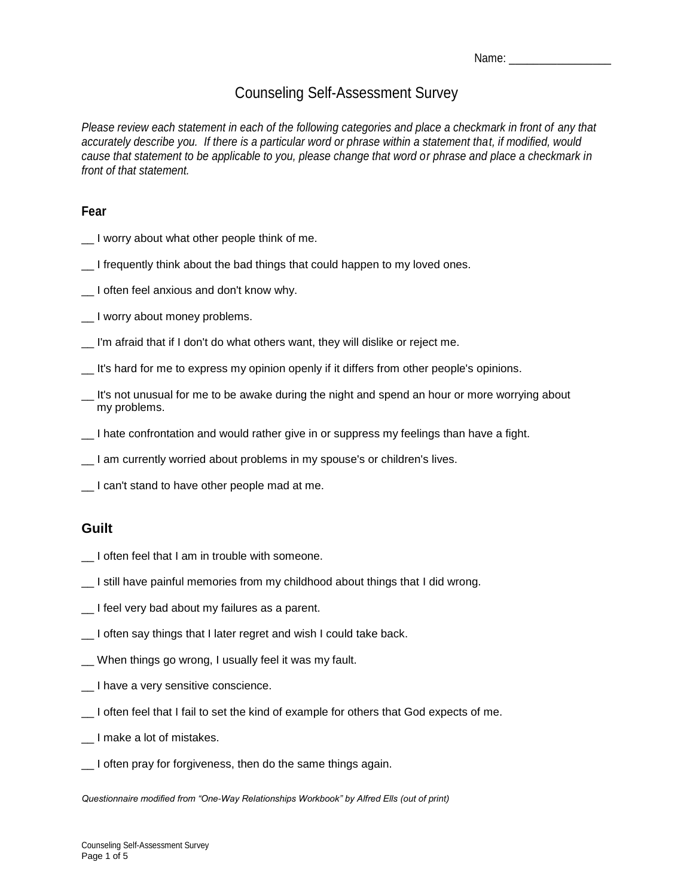Name: ________________

# Counseling Self-Assessment Survey

*Please review each statement in each of the following categories and place a checkmark in front of any that accurately describe you. If there is a particular word or phrase within a statement that, if modified, would cause that statement to be applicable to you, please change that word or phrase and place a checkmark in front of that statement.*

## Fear

__ I worry about what other people think of me.

__ I frequently think about the bad things that could happen to my loved ones.

__ I often feel anxious and don't know why.

__ I worry about money problems.

__ I'm afraid that if I don't do what others want, they will dislike or reject me.

__ It's hard for me to express my opinion openly if it differs from other people's opinions.

__ It's not unusual for me to be awake during the night and spend an hour or more worrying about my problems.

__ I hate confrontation and would rather give in or suppress my feelings than have a fight.

__ I am currently worried about problems in my spouse's or children's lives.

__ I can't stand to have other people mad at me.

## Guilt

__ I often feel that I am in trouble with someone.

__ I still have painful memories from my childhood about things that I did wrong.

__ I feel very bad about my failures as a parent.

__ I often say things that I later regret and wish I could take back.

__ When things go wrong, I usually feel it was my fault.

__ I have a very sensitive conscience.

__ I often feel that I fail to set the kind of example for others that God expects of me.

__ I make a lot of mistakes.

__ I often pray for forgiveness, then do the same things again.

*Questionnaire modified from "One-Way Relationships Workbook" by Alfred Ells (out of print)*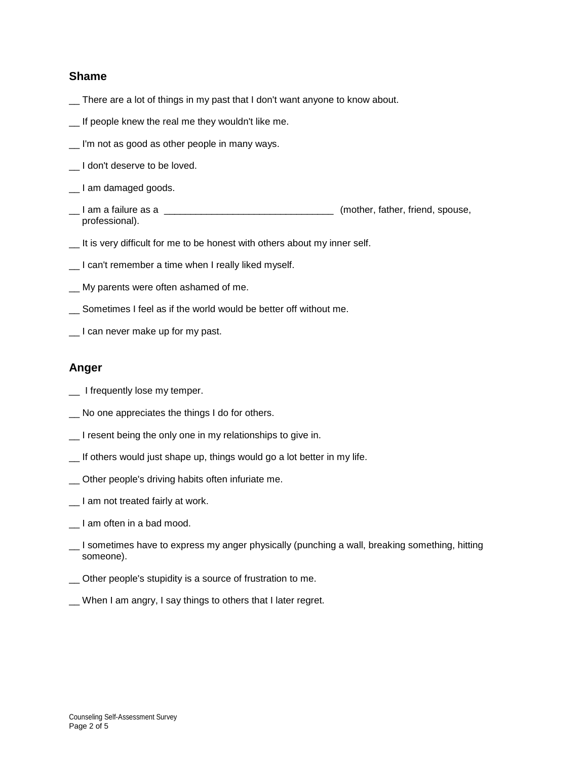## Shame

__ There are a lot of things in my past that I don't want anyone to know about.

__ If people knew the real me they wouldn't like me.

__ I'm not as good as other people in many ways.

__ I don't deserve to be loved.

__ I am damaged goods.

__ I am a failure as a ________________________________ (mother, father, friend, spouse, professional).

__ It is very difficult for me to be honest with others about my inner self.

__ I can't remember a time when I really liked myself.

__ My parents were often ashamed of me.

__ Sometimes I feel as if the world would be better off without me.

__ I can never make up for my past.

## Anger

__ I frequently lose my temper.

__ No one appreciates the things I do for others.

__ I resent being the only one in my relationships to give in.

__ If others would just shape up, things would go a lot better in my life.

__ Other people's driving habits often infuriate me.

__ I am not treated fairly at work.

__ I am often in a bad mood.

__ I sometimes have to express my anger physically (punching a wall, breaking something, hitting someone).

__ Other people's stupidity is a source of frustration to me.

__ When I am angry, I say things to others that I later regret.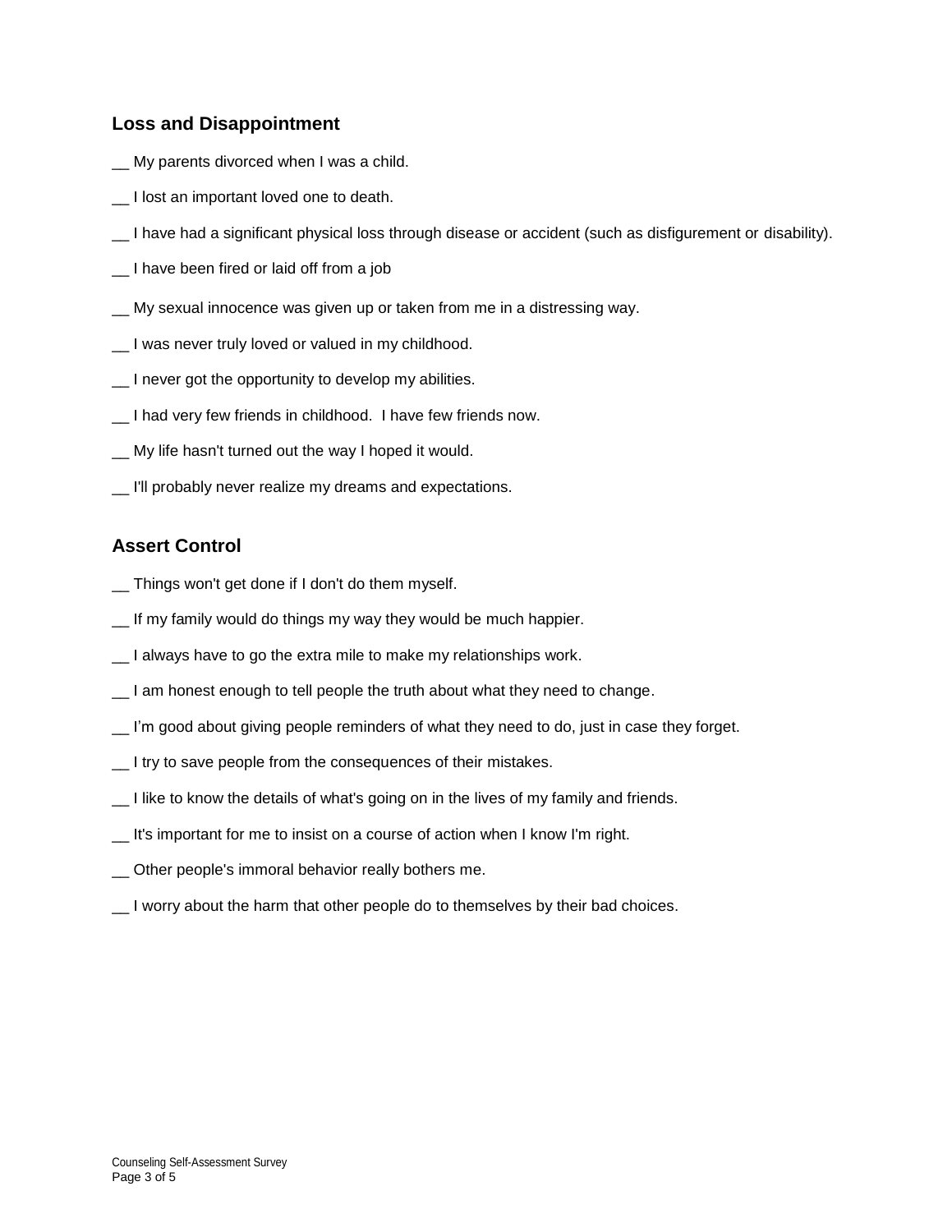## Loss and Disappointment

__ My parents divorced when I was a child.

__ I lost an important loved one to death.

__ I have had a significant physical loss through disease or accident (such as disfigurement or disability).

__ I have been fired or laid off from a job

__ My sexual innocence was given up or taken from me in a distressing way.

__ I was never truly loved or valued in my childhood.

__ I never got the opportunity to develop my abilities.

__ I had very few friends in childhood.  I have few friends now.

__ My life hasn't turned out the way I hoped it would.

__ I'll probably never realize my dreams and expectations.

## Assert Control

__ Things won't get done if I don't do them myself.

__ If my family would do things my way they would be much happier.

__ I always have to go the extra mile to make my relationships work.

__ I am honest enough to tell people the truth about what they need to change.

__ I'm good about giving people reminders of what they need to do, just in case they forget.

__ I try to save people from the consequences of their mistakes.

__ I like to know the details of what's going on in the lives of my family and friends.

__ It's important for me to insist on a course of action when I know I'm right.

__ Other people's immoral behavior really bothers me.

__ I worry about the harm that other people do to themselves by their bad choices.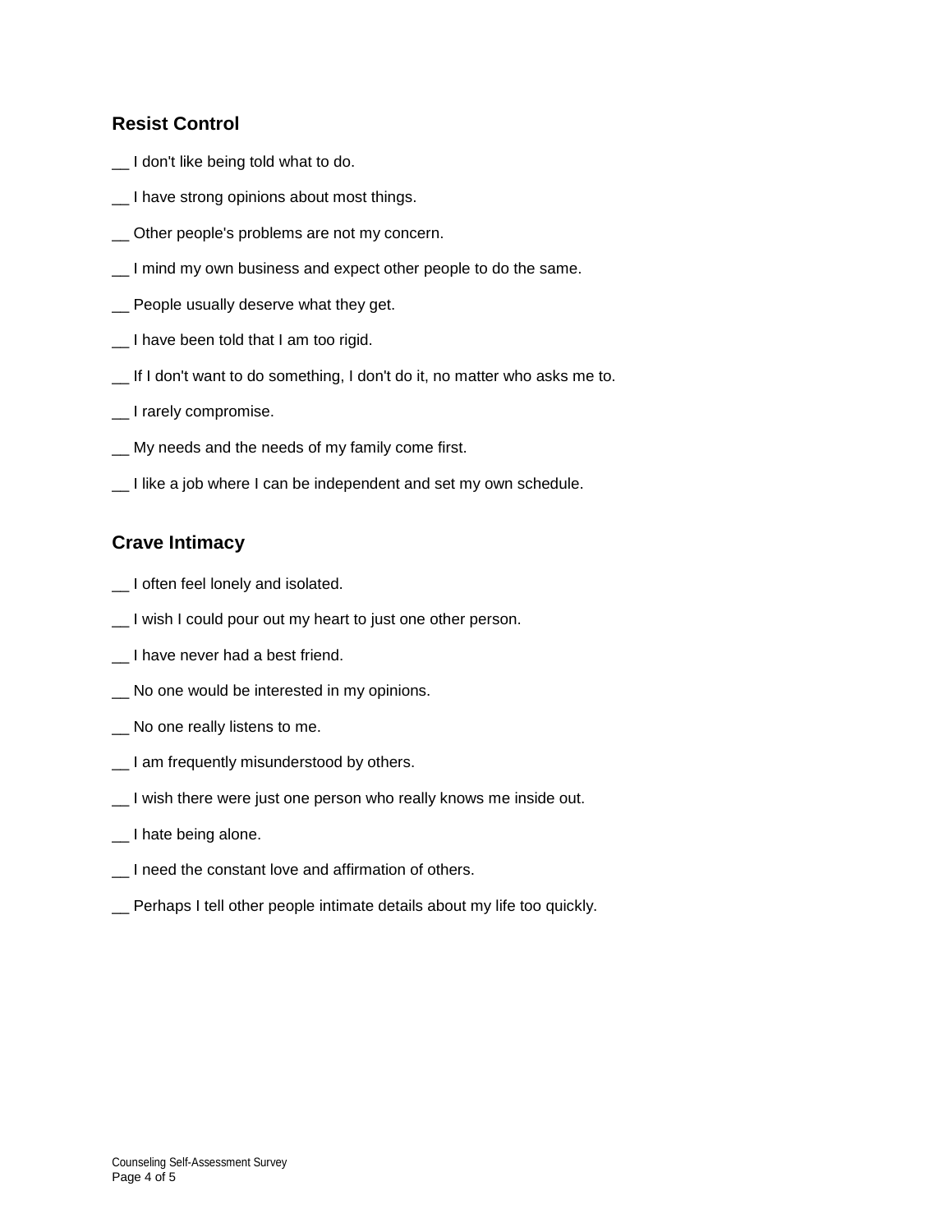## Resist Control

__ I don't like being told what to do.

__ I have strong opinions about most things.

__ Other people's problems are not my concern.

__ I mind my own business and expect other people to do the same.

__ People usually deserve what they get.

__ I have been told that I am too rigid.

__ If I don't want to do something, I don't do it, no matter who asks me to.

__ I rarely compromise.

__ My needs and the needs of my family come first.

__ I like a job where I can be independent and set my own schedule.

## Crave Intimacy

__ I often feel lonely and isolated.

__ I wish I could pour out my heart to just one other person.

__ I have never had a best friend.

__ No one would be interested in my opinions.

__ No one really listens to me.

__ I am frequently misunderstood by others.

__ I wish there were just one person who really knows me inside out.

__ I hate being alone.

__ I need the constant love and affirmation of others.

__ Perhaps I tell other people intimate details about my life too quickly.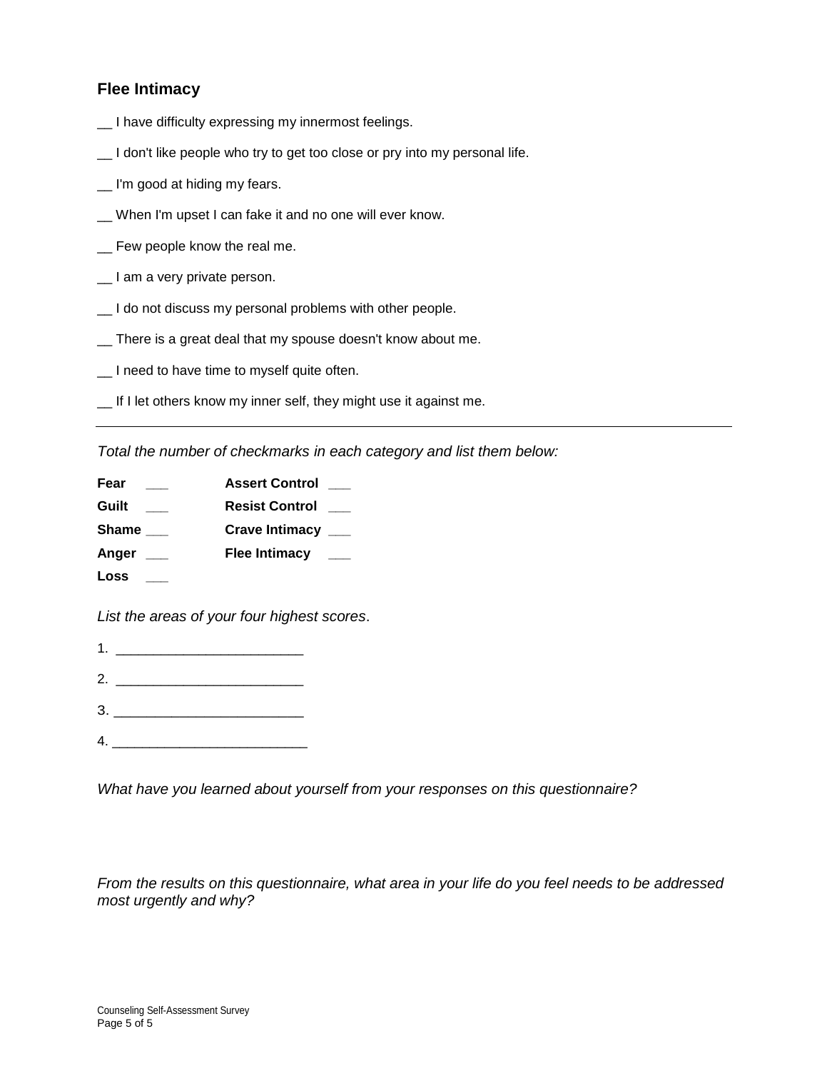### Flee Intimacy

__ I have difficulty expressing my innermost feelings.

__ I don't like people who try to get too close or pry into my personal life.

__ I'm good at hiding my fears.

__ When I'm upset I can fake it and no one will ever know.

__ Few people know the real me.

__ I am a very private person.

__ I do not discuss my personal problems with other people.

__ There is a great deal that my spouse doesn't know about me.

__ I need to have time to myself quite often.

__ If I let others know my inner self, they might use it against me.

---

*Total the number of checkmarks in each category and list them below:*

**Fear** ___

**Guilt** ___

**Shame** ___

**Anger** ___

**Loss** ___

**Assert Control** ___

**Resist Control** ___

**Crave Intimacy** ___

**Flee Intimacy** ___

*List the areas of your four highest scores*.

1. ________________________
2. ________________________
3. ________________________
4. ________________________

*What have you learned about yourself from your responses on this questionnaire?*

*From the results on this questionnaire, what area in your life do you feel needs to be addressed most urgently and why?*